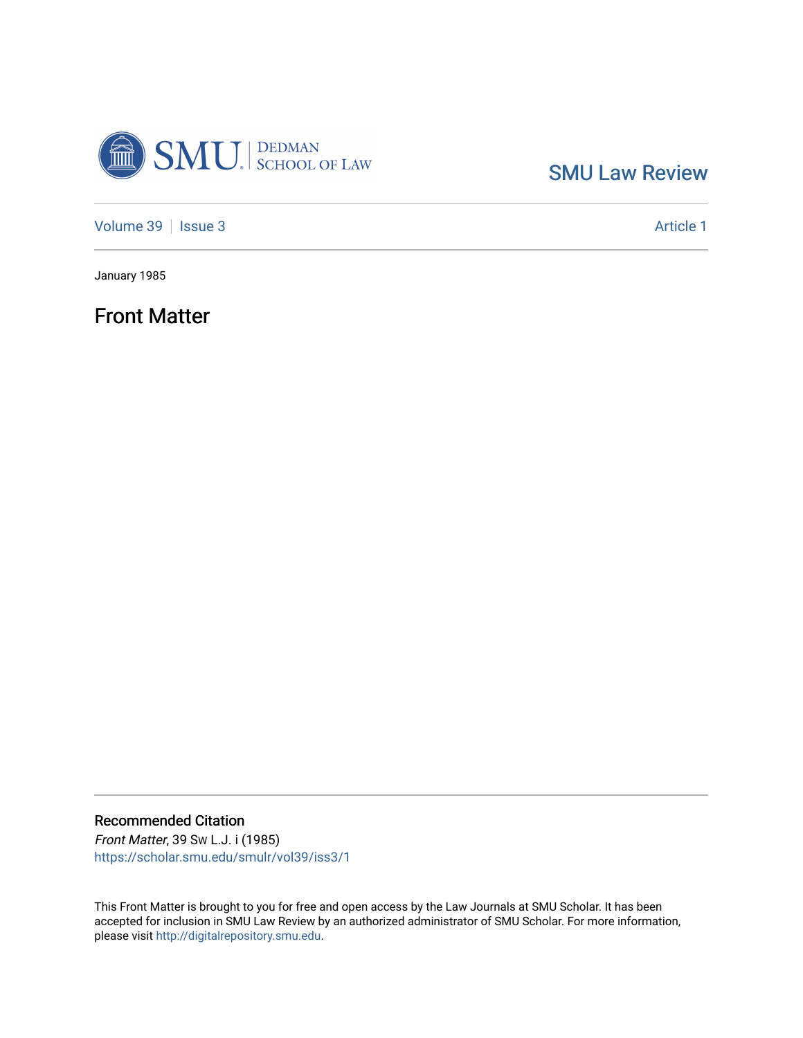SMU Law Review

Volume 39 | Issue 3 | Article 1

January 1985

# Front Matter

## Recommended Citation

*Front Matter*, 39 Sw L.J. i (1985)
https://scholar.smu.edu/smulr/vol39/iss3/1

This Front Matter is brought to you for free and open access by the Law Journals at SMU Scholar. It has been accepted for inclusion in SMU Law Review by an authorized administrator of SMU Scholar. For more information, please visit http://digitalrepository.smu.edu.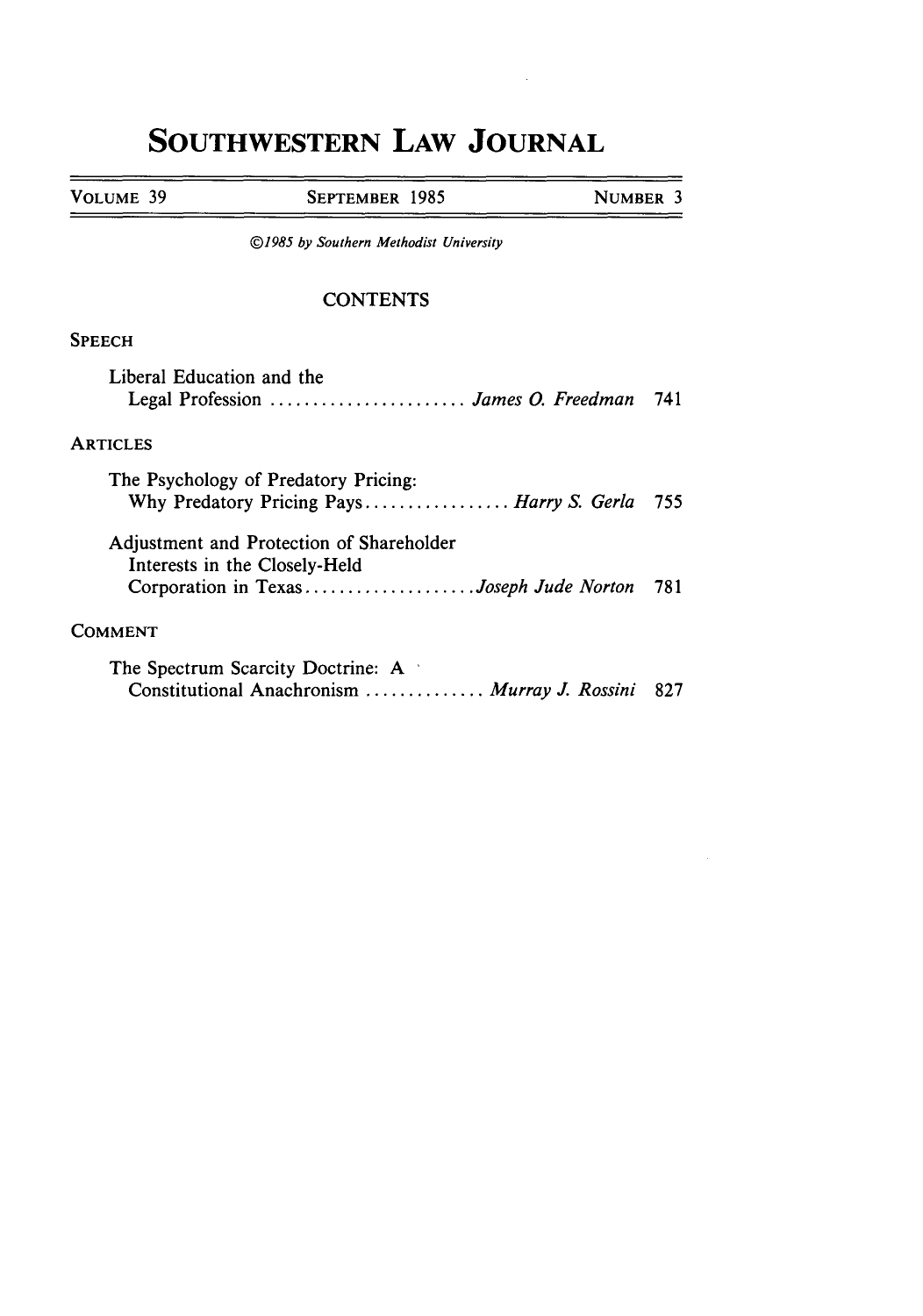# SOUTHWESTERN LAW JOURNAL

VOLUME 39 | SEPTEMBER 1985 | NUMBER 3

*©1985 by Southern Methodist University*

## CONTENTS

### SPEECH

Liberal Education and the Legal Profession ....................... *James O. Freedman* 741

### ARTICLES

The Psychology of Predatory Pricing: Why Predatory Pricing Pays ................. *Harry S. Gerla* 755

Adjustment and Protection of Shareholder Interests in the Closely-Held Corporation in Texas .................... *Joseph Jude Norton* 781

### COMMENT

The Spectrum Scarcity Doctrine: A Constitutional Anachronism .............. *Murray J. Rossini* 827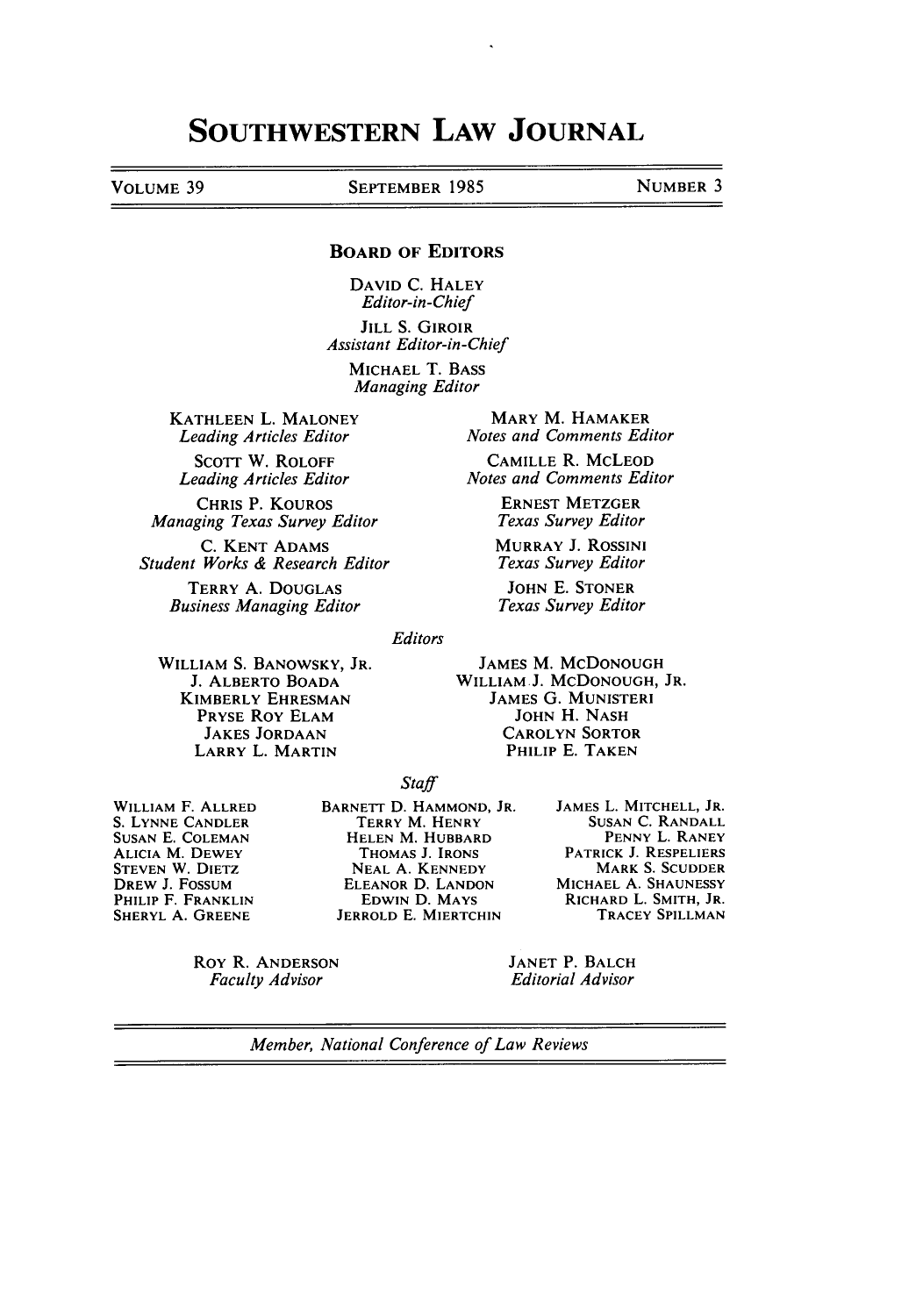# SOUTHWESTERN LAW JOURNAL

VOLUME 39 SEPTEMBER 1985 NUMBER 3

## BOARD OF EDITORS

DAVID C. HALEY
*Editor-in-Chief*

JILL S. GIROIR
*Assistant Editor-in-Chief*

MICHAEL T. BASS
*Managing Editor*

KATHLEEN L. MALONEY
*Leading Articles Editor*

SCOTT W. ROLOFF
*Leading Articles Editor*

CHRIS P. KOUROS
*Managing Texas Survey Editor*

C. KENT ADAMS
*Student Works & Research Editor*

TERRY A. DOUGLAS
*Business Managing Editor*

MARY M. HAMAKER
*Notes and Comments Editor*

CAMILLE R. MCLEOD
*Notes and Comments Editor*

ERNEST METZGER
*Texas Survey Editor*

MURRAY J. ROSSINI
*Texas Survey Editor*

JOHN E. STONER
*Texas Survey Editor*

*Editors*

WILLIAM S. BANOWSKY, JR.
J. ALBERTO BOADA
KIMBERLY EHRESMAN
PRYSE ROY ELAM
JAKES JORDAAN
LARRY L. MARTIN
JAMES M. MCDONOUGH
WILLIAM J. MCDONOUGH, JR.
JAMES G. MUNISTERI
JOHN H. NASH
CAROLYN SORTOR
PHILIP E. TAKEN

*Staff*

WILLIAM F. ALLRED
S. LYNNE CANDLER
SUSAN E. COLEMAN
ALICIA M. DEWEY
STEVEN W. DIETZ
DREW J. FOSSUM
PHILIP F. FRANKLIN
SHERYL A. GREENE
BARNETT D. HAMMOND, JR.
TERRY M. HENRY
HELEN M. HUBBARD
THOMAS J. IRONS
NEAL A. KENNEDY
ELEANOR D. LANDON
EDWIN D. MAYS
JERROLD E. MIERTCHIN
JAMES L. MITCHELL, JR.
SUSAN C. RANDALL
PENNY L. RANEY
PATRICK J. RESPELIERS
MARK S. SCUDDER
MICHAEL A. SHAUNESSY
RICHARD L. SMITH, JR.
TRACEY SPILLMAN

ROY R. ANDERSON
*Faculty Advisor*

JANET P. BALCH
*Editorial Advisor*

*Member, National Conference of Law Reviews*